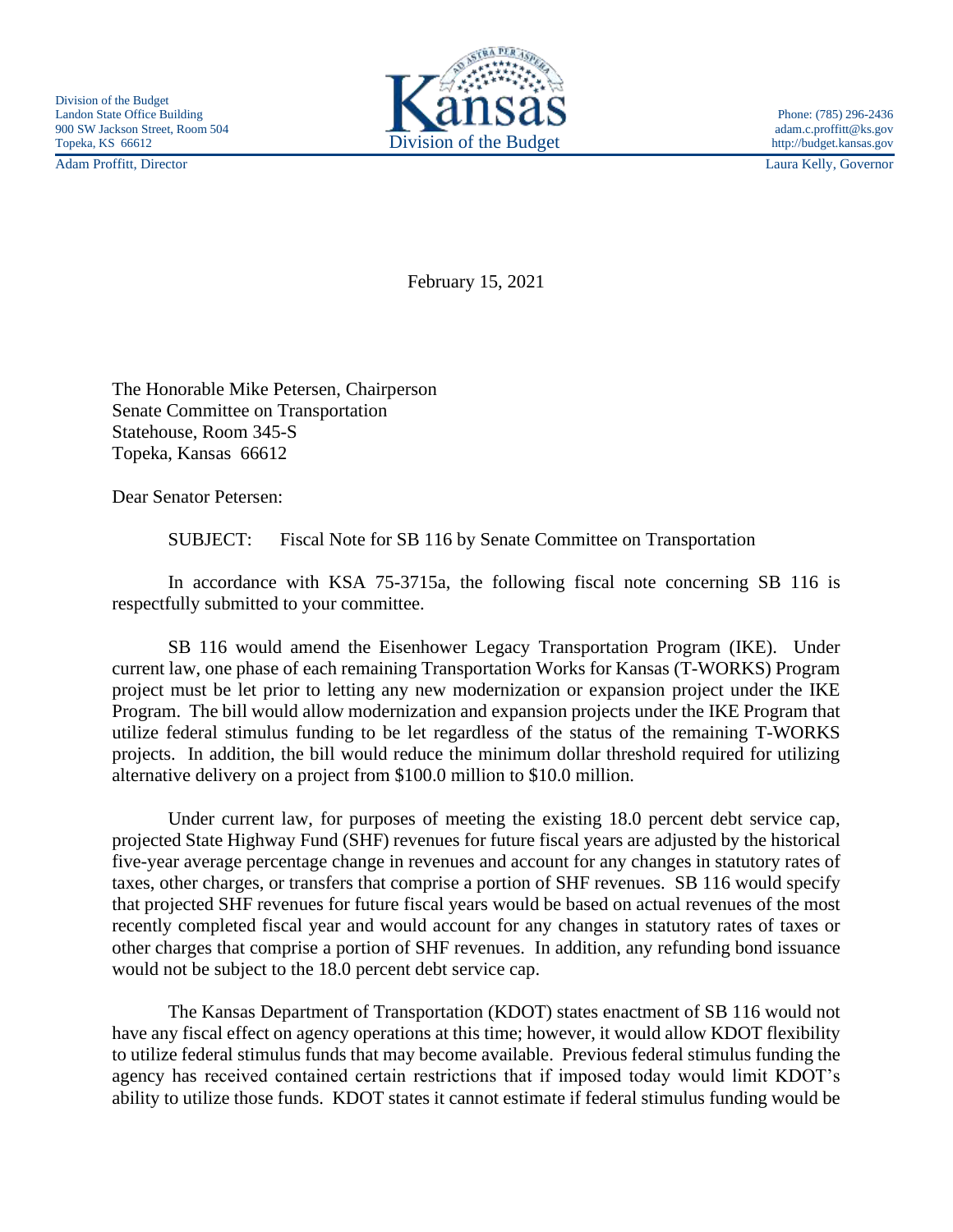Division of the Budget
Landon State Office Building
900 SW Jackson Street, Room 504
Topeka, KS 66612

Adam Proffitt, Director

Kansas
Division of the Budget

Phone: (785) 296-2436
adam.c.proffitt@ks.gov
http://budget.kansas.gov

Laura Kelly, Governor

February 15, 2021

The Honorable Mike Petersen, Chairperson
Senate Committee on Transportation
Statehouse, Room 345-S
Topeka, Kansas 66612

Dear Senator Petersen:

SUBJECT: Fiscal Note for SB 116 by Senate Committee on Transportation

In accordance with KSA 75-3715a, the following fiscal note concerning SB 116 is respectfully submitted to your committee.

SB 116 would amend the Eisenhower Legacy Transportation Program (IKE). Under current law, one phase of each remaining Transportation Works for Kansas (T-WORKS) Program project must be let prior to letting any new modernization or expansion project under the IKE Program. The bill would allow modernization and expansion projects under the IKE Program that utilize federal stimulus funding to be let regardless of the status of the remaining T-WORKS projects. In addition, the bill would reduce the minimum dollar threshold required for utilizing alternative delivery on a project from $100.0 million to $10.0 million.

Under current law, for purposes of meeting the existing 18.0 percent debt service cap, projected State Highway Fund (SHF) revenues for future fiscal years are adjusted by the historical five-year average percentage change in revenues and account for any changes in statutory rates of taxes, other charges, or transfers that comprise a portion of SHF revenues. SB 116 would specify that projected SHF revenues for future fiscal years would be based on actual revenues of the most recently completed fiscal year and would account for any changes in statutory rates of taxes or other charges that comprise a portion of SHF revenues. In addition, any refunding bond issuance would not be subject to the 18.0 percent debt service cap.

The Kansas Department of Transportation (KDOT) states enactment of SB 116 would not have any fiscal effect on agency operations at this time; however, it would allow KDOT flexibility to utilize federal stimulus funds that may become available. Previous federal stimulus funding the agency has received contained certain restrictions that if imposed today would limit KDOT's ability to utilize those funds. KDOT states it cannot estimate if federal stimulus funding would be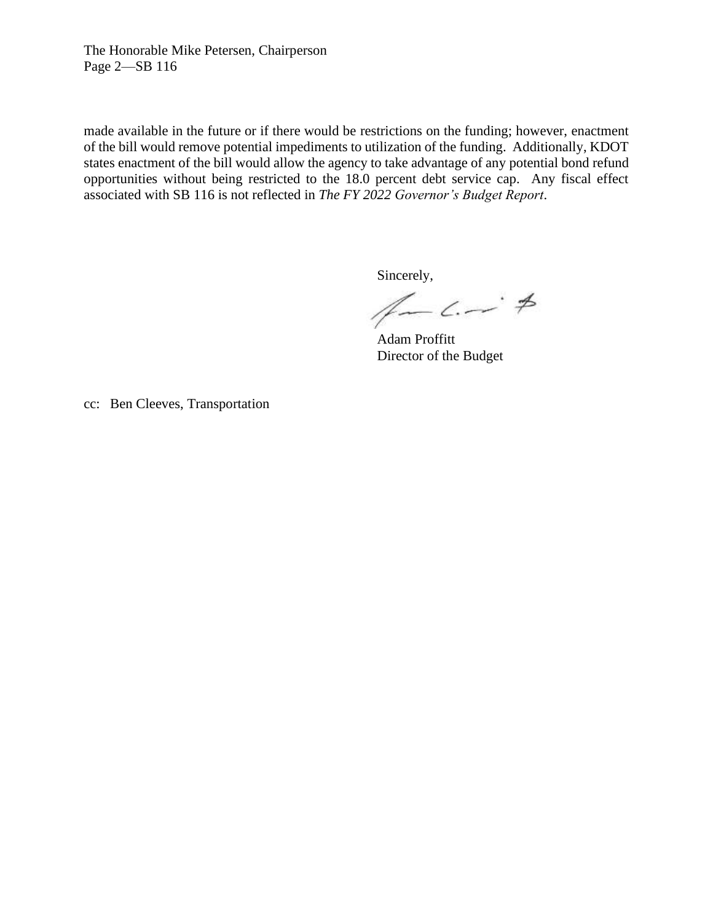made available in the future or if there would be restrictions on the funding; however, enactment of the bill would remove potential impediments to utilization of the funding. Additionally, KDOT states enactment of the bill would allow the agency to take advantage of any potential bond refund opportunities without being restricted to the 18.0 percent debt service cap. Any fiscal effect associated with SB 116 is not reflected in *The FY 2022 Governor's Budget Report*.

Sincerely,

Adam Proffitt
Director of the Budget

cc: Ben Cleeves, Transportation